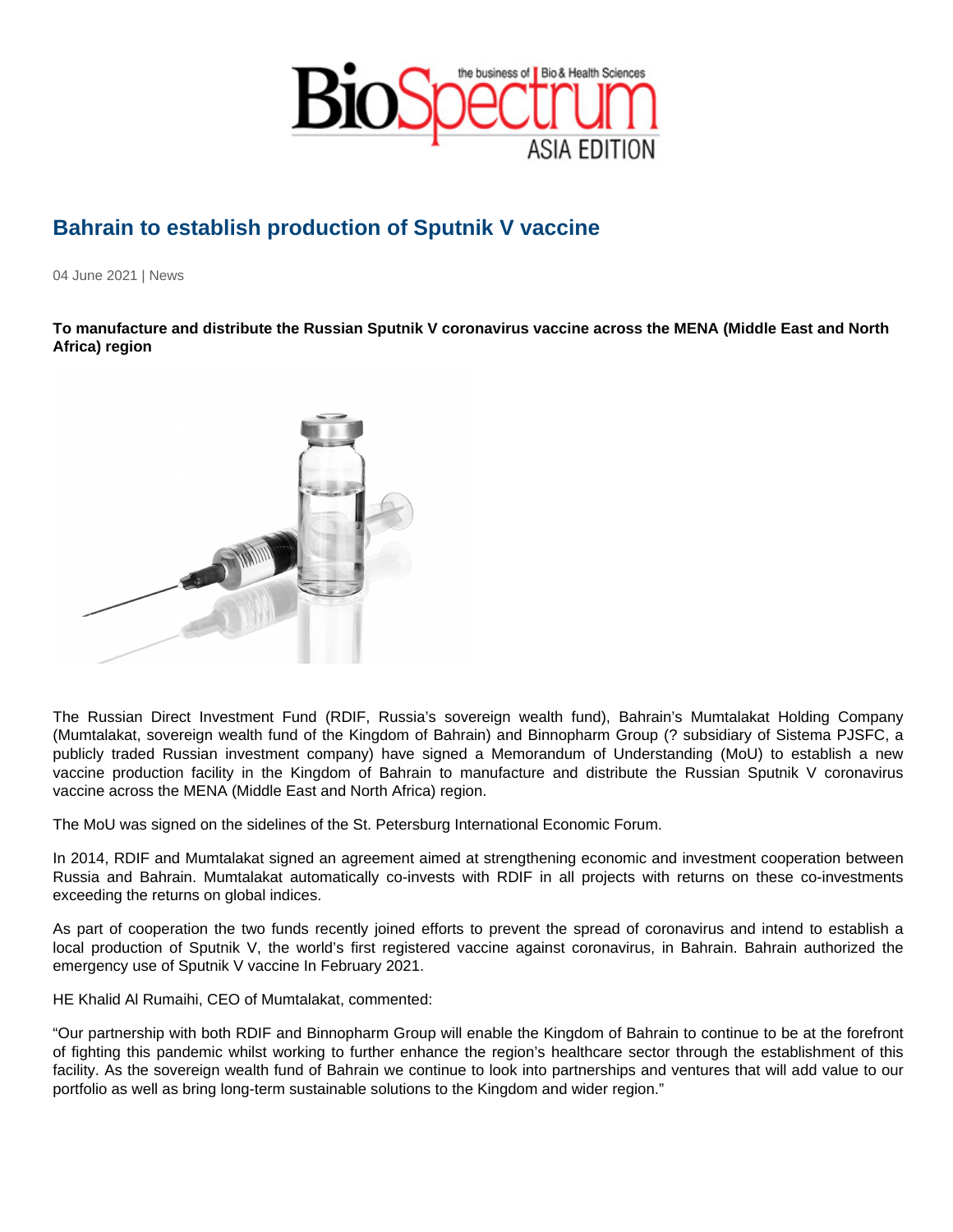# Bahrain to establish production of Sputnik V vaccine

04 June 2021 | News

**To manufacture and distribute the Russian Sputnik V coronavirus vaccine across the MENA (Middle East and North Africa) region**

The Russian Direct Investment Fund (RDIF, Russia's sovereign wealth fund), Bahrain's Mumtalakat Holding Company (Mumtalakat, sovereign wealth fund of the Kingdom of Bahrain) and Binnopharm Group (? subsidiary of Sistema PJSFC, a publicly traded Russian investment company) have signed a Memorandum of Understanding (MoU) to establish a new vaccine production facility in the Kingdom of Bahrain to manufacture and distribute the Russian Sputnik V coronavirus vaccine across the MENA (Middle East and North Africa) region.

The MoU was signed on the sidelines of the St. Petersburg International Economic Forum.

In 2014, RDIF and Mumtalakat signed an agreement aimed at strengthening economic and investment cooperation between Russia and Bahrain. Mumtalakat automatically co-invests with RDIF in all projects with returns on these co-investments exceeding the returns on global indices.

As part of cooperation the two funds recently joined efforts to prevent the spread of coronavirus and intend to establish a local production of Sputnik V, the world's first registered vaccine against coronavirus, in Bahrain. Bahrain authorized the emergency use of Sputnik V vaccine In February 2021.

HE Khalid Al Rumaihi, CEO of Mumtalakat, commented:

"Our partnership with both RDIF and Binnopharm Group will enable the Kingdom of Bahrain to continue to be at the forefront of fighting this pandemic whilst working to further enhance the region's healthcare sector through the establishment of this facility. As the sovereign wealth fund of Bahrain we continue to look into partnerships and ventures that will add value to our portfolio as well as bring long-term sustainable solutions to the Kingdom and wider region."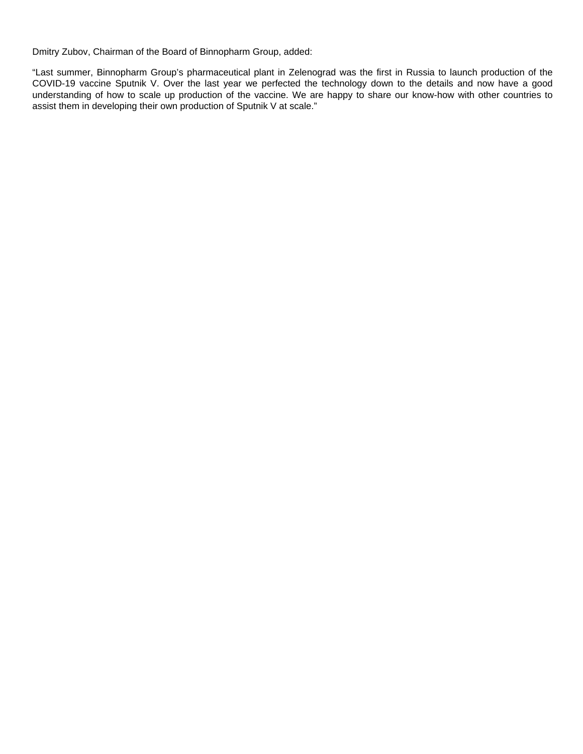Dmitry Zubov, Chairman of the Board of Binnopharm Group, added:

“Last summer, Binnopharm Group’s pharmaceutical plant in Zelenograd was the first in Russia to launch production of the COVID-19 vaccine Sputnik V. Over the last year we perfected the technology down to the details and now have a good understanding of how to scale up production of the vaccine. We are happy to share our know-how with other countries to assist them in developing their own production of Sputnik V at scale.”